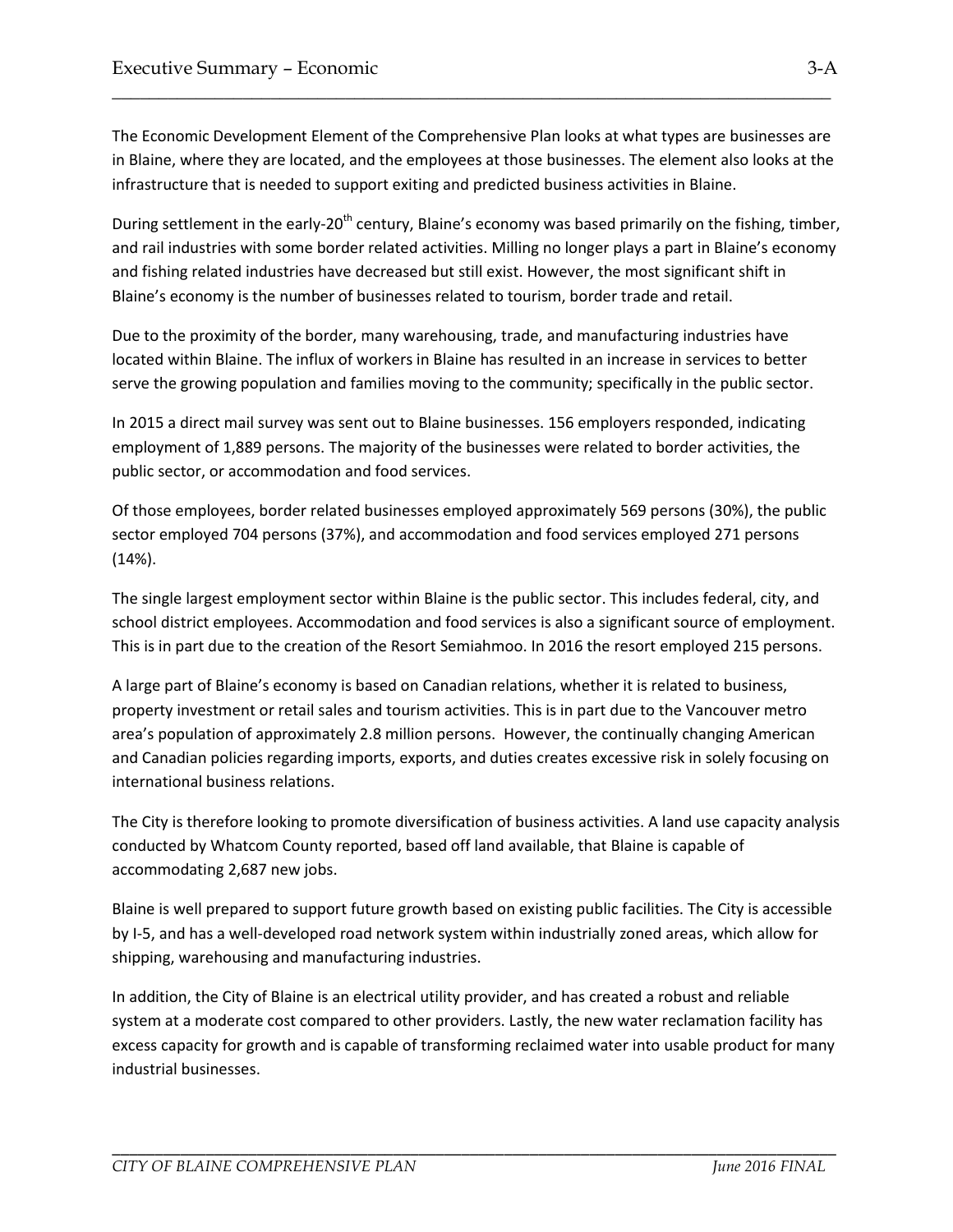# Executive Summary – Economic

The Economic Development Element of the Comprehensive Plan looks at what types are businesses are in Blaine, where they are located, and the employees at those businesses. The element also looks at the infrastructure that is needed to support exiting and predicted business activities in Blaine.

During settlement in the early-20th century, Blaine's economy was based primarily on the fishing, timber, and rail industries with some border related activities. Milling no longer plays a part in Blaine's economy and fishing related industries have decreased but still exist. However, the most significant shift in Blaine's economy is the number of businesses related to tourism, border trade and retail.

Due to the proximity of the border, many warehousing, trade, and manufacturing industries have located within Blaine. The influx of workers in Blaine has resulted in an increase in services to better serve the growing population and families moving to the community; specifically in the public sector.

In 2015 a direct mail survey was sent out to Blaine businesses. 156 employers responded, indicating employment of 1,889 persons. The majority of the businesses were related to border activities, the public sector, or accommodation and food services.

Of those employees, border related businesses employed approximately 569 persons (30%), the public sector employed 704 persons (37%), and accommodation and food services employed 271 persons (14%).

The single largest employment sector within Blaine is the public sector. This includes federal, city, and school district employees. Accommodation and food services is also a significant source of employment. This is in part due to the creation of the Resort Semiahmoo. In 2016 the resort employed 215 persons.

A large part of Blaine's economy is based on Canadian relations, whether it is related to business, property investment or retail sales and tourism activities. This is in part due to the Vancouver metro area's population of approximately 2.8 million persons. However, the continually changing American and Canadian policies regarding imports, exports, and duties creates excessive risk in solely focusing on international business relations.

The City is therefore looking to promote diversification of business activities. A land use capacity analysis conducted by Whatcom County reported, based off land available, that Blaine is capable of accommodating 2,687 new jobs.

Blaine is well prepared to support future growth based on existing public facilities. The City is accessible by I-5, and has a well-developed road network system within industrially zoned areas, which allow for shipping, warehousing and manufacturing industries.

In addition, the City of Blaine is an electrical utility provider, and has created a robust and reliable system at a moderate cost compared to other providers. Lastly, the new water reclamation facility has excess capacity for growth and is capable of transforming reclaimed water into usable product for many industrial businesses.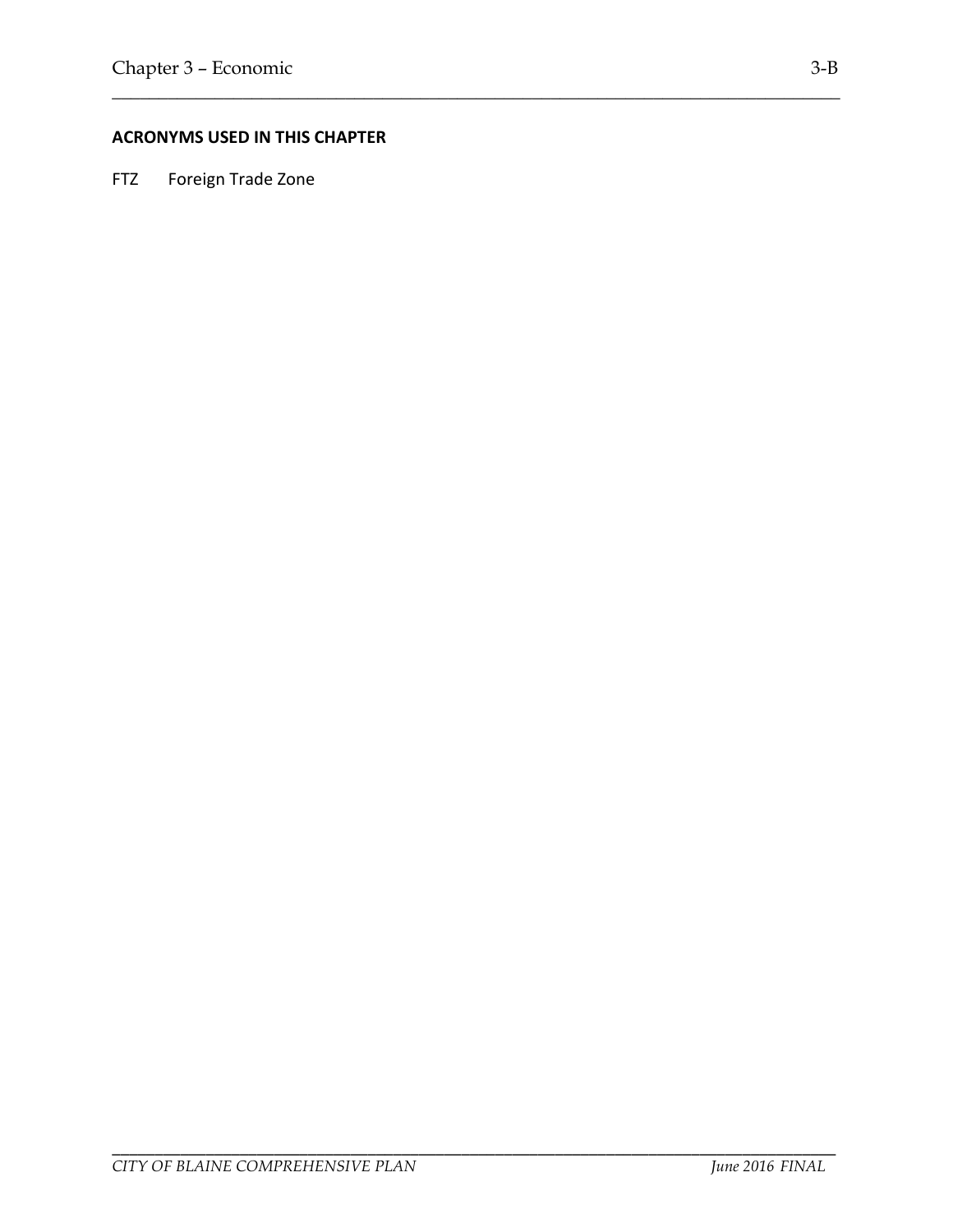**ACRONYMS USED IN THIS CHAPTER**

FTZ Foreign Trade Zone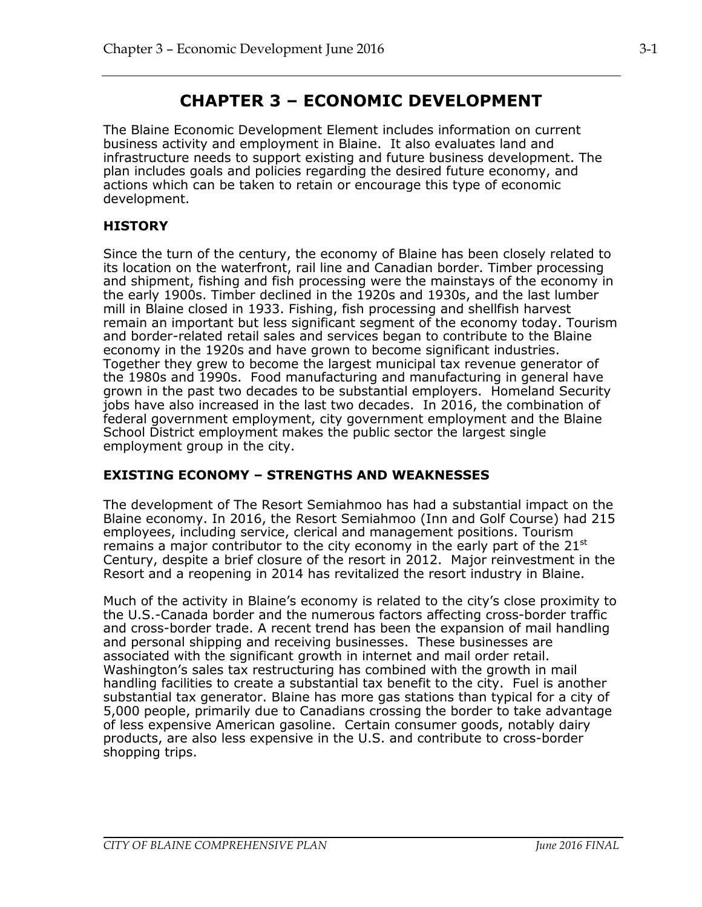# CHAPTER 3 – ECONOMIC DEVELOPMENT

The Blaine Economic Development Element includes information on current business activity and employment in Blaine. It also evaluates land and infrastructure needs to support existing and future business development. The plan includes goals and policies regarding the desired future economy, and actions which can be taken to retain or encourage this type of economic development.

## HISTORY

Since the turn of the century, the economy of Blaine has been closely related to its location on the waterfront, rail line and Canadian border. Timber processing and shipment, fishing and fish processing were the mainstays of the economy in the early 1900s. Timber declined in the 1920s and 1930s, and the last lumber mill in Blaine closed in 1933. Fishing, fish processing and shellfish harvest remain an important but less significant segment of the economy today. Tourism and border-related retail sales and services began to contribute to the Blaine economy in the 1920s and have grown to become significant industries. Together they grew to become the largest municipal tax revenue generator of the 1980s and 1990s. Food manufacturing and manufacturing in general have grown in the past two decades to be substantial employers. Homeland Security jobs have also increased in the last two decades. In 2016, the combination of federal government employment, city government employment and the Blaine School District employment makes the public sector the largest single employment group in the city.

## EXISTING ECONOMY – STRENGTHS AND WEAKNESSES

The development of The Resort Semiahmoo has had a substantial impact on the Blaine economy. In 2016, the Resort Semiahmoo (Inn and Golf Course) had 215 employees, including service, clerical and management positions. Tourism remains a major contributor to the city economy in the early part of the 21st Century, despite a brief closure of the resort in 2012. Major reinvestment in the Resort and a reopening in 2014 has revitalized the resort industry in Blaine.

Much of the activity in Blaine's economy is related to the city's close proximity to the U.S.-Canada border and the numerous factors affecting cross-border traffic and cross-border trade. A recent trend has been the expansion of mail handling and personal shipping and receiving businesses. These businesses are associated with the significant growth in internet and mail order retail. Washington's sales tax restructuring has combined with the growth in mail handling facilities to create a substantial tax benefit to the city. Fuel is another substantial tax generator. Blaine has more gas stations than typical for a city of 5,000 people, primarily due to Canadians crossing the border to take advantage of less expensive American gasoline. Certain consumer goods, notably dairy products, are also less expensive in the U.S. and contribute to cross-border shopping trips.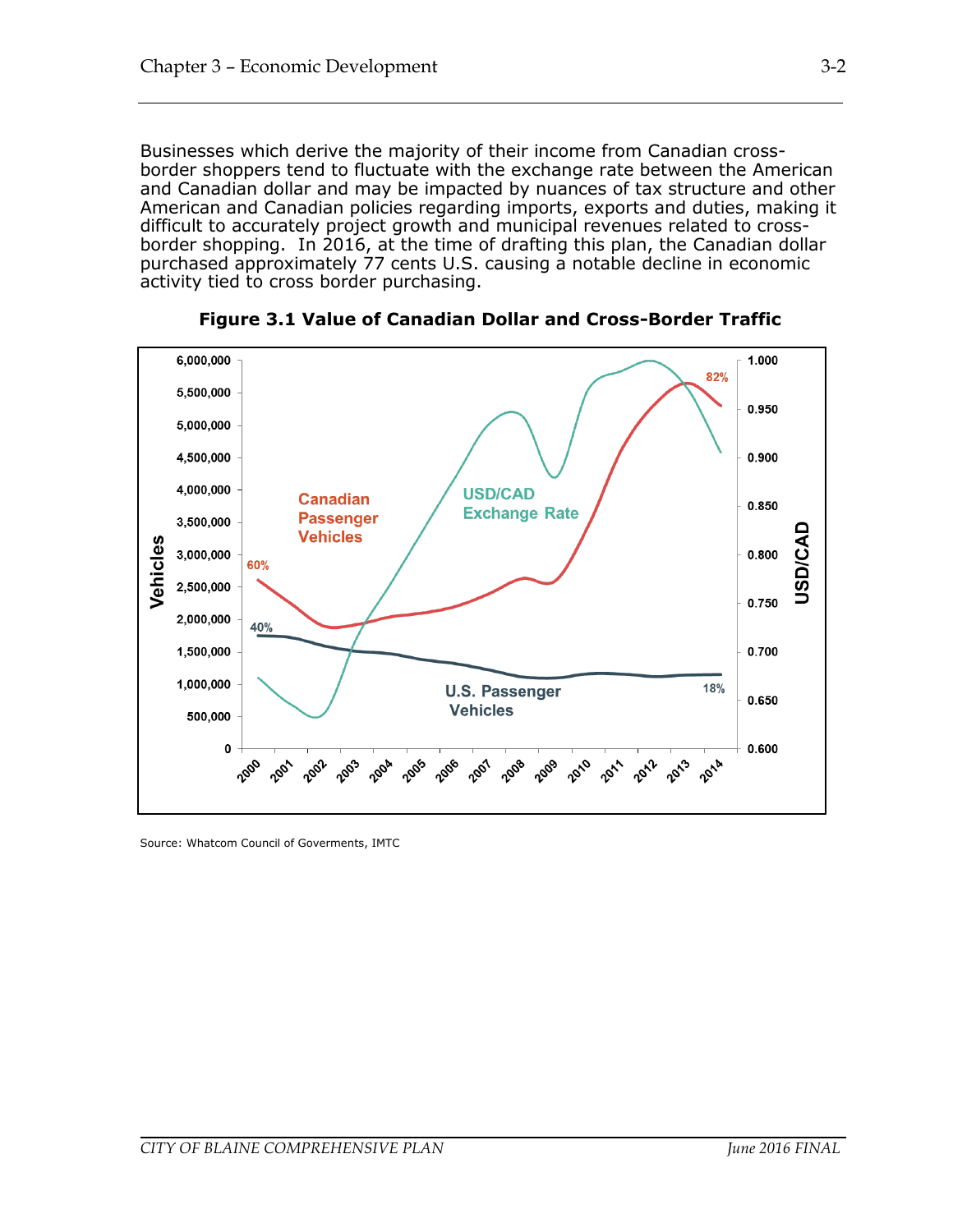Businesses which derive the majority of their income from Canadian cross-border shoppers tend to fluctuate with the exchange rate between the American and Canadian dollar and may be impacted by nuances of tax structure and other American and Canadian policies regarding imports, exports and duties, making it difficult to accurately project growth and municipal revenues related to cross-border shopping. In 2016, at the time of drafting this plan, the Canadian dollar purchased approximately 77 cents U.S. causing a notable decline in economic activity tied to cross border purchasing.

**Figure 3.1 Value of Canadian Dollar and Cross-Border Traffic**

Source: Whatcom Council of Goverments, IMTC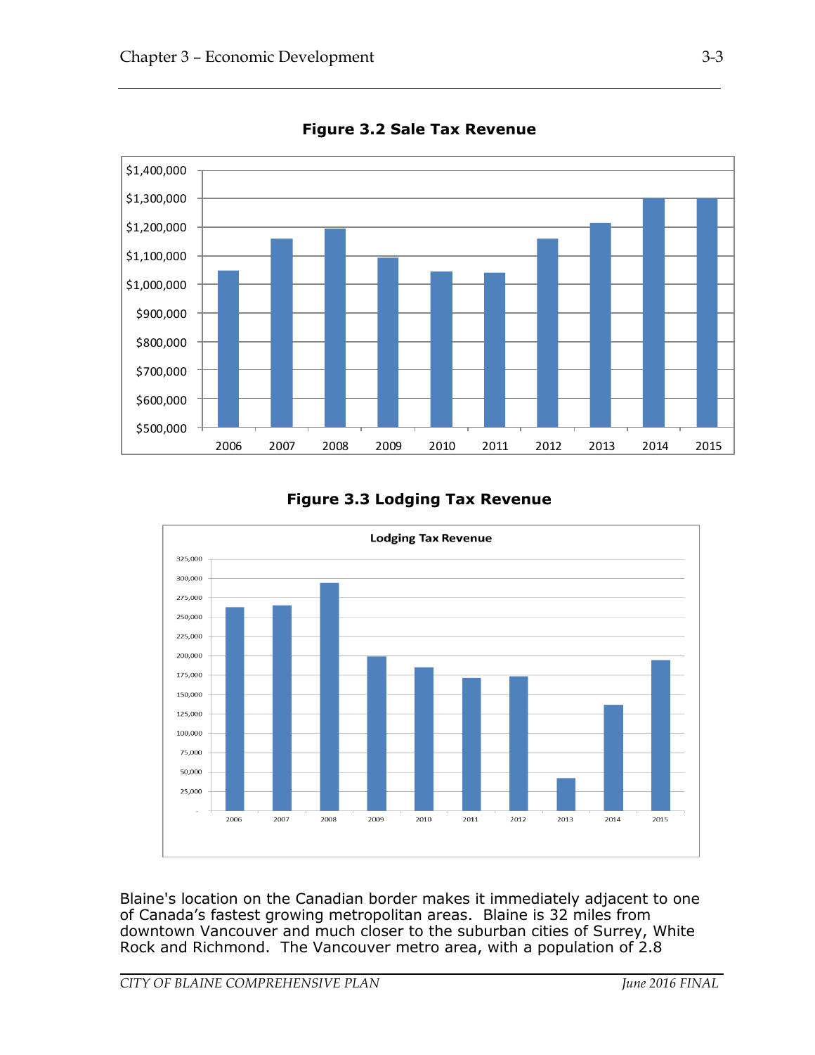**Figure 3.2 Sale Tax Revenue**

**Figure 3.3 Lodging Tax Revenue**

Blaine's location on the Canadian border makes it immediately adjacent to one of Canada's fastest growing metropolitan areas. Blaine is 32 miles from downtown Vancouver and much closer to the suburban cities of Surrey, White Rock and Richmond. The Vancouver metro area, with a population of 2.8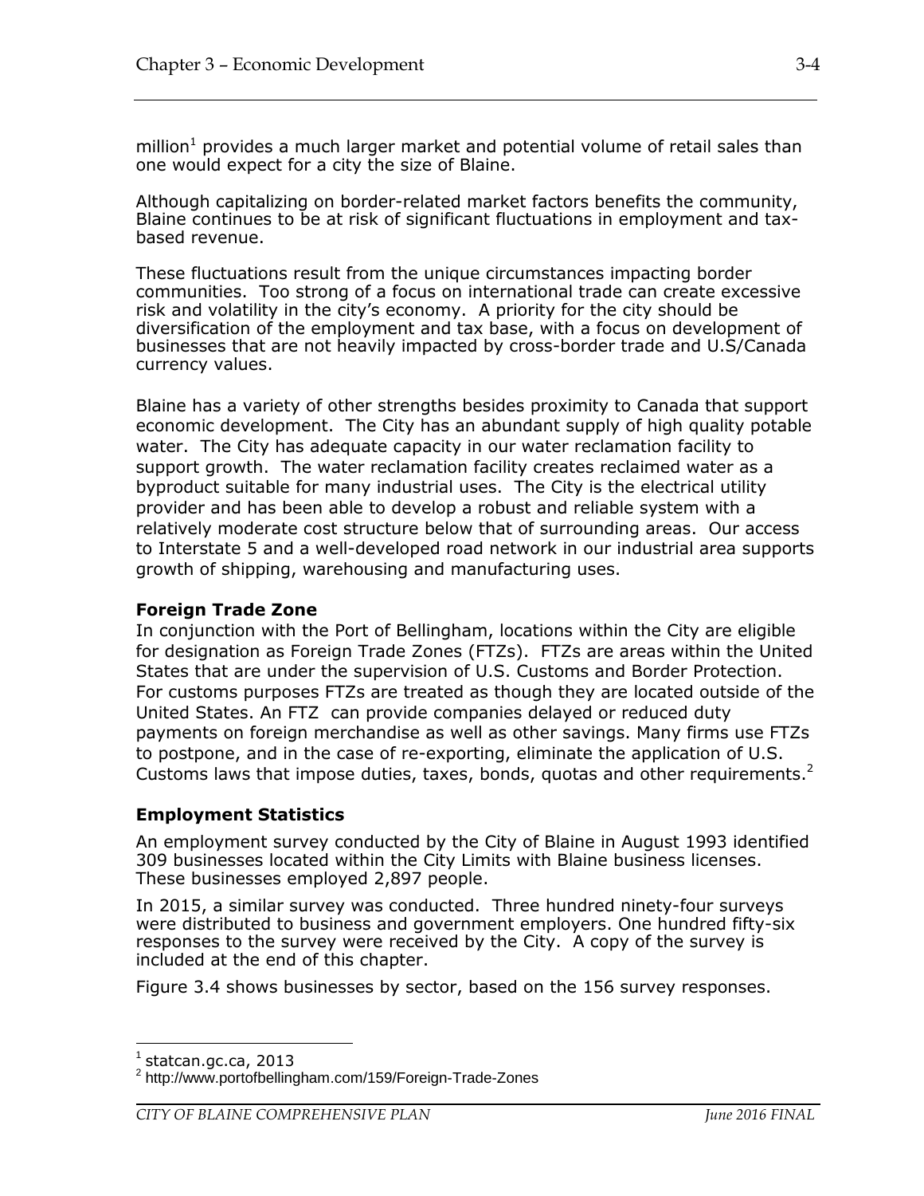million[1] provides a much larger market and potential volume of retail sales than one would expect for a city the size of Blaine.

Although capitalizing on border-related market factors benefits the community, Blaine continues to be at risk of significant fluctuations in employment and tax-based revenue.

These fluctuations result from the unique circumstances impacting border communities. Too strong of a focus on international trade can create excessive risk and volatility in the city's economy. A priority for the city should be diversification of the employment and tax base, with a focus on development of businesses that are not heavily impacted by cross-border trade and U.S/Canada currency values.

Blaine has a variety of other strengths besides proximity to Canada that support economic development. The City has an abundant supply of high quality potable water. The City has adequate capacity in our water reclamation facility to support growth. The water reclamation facility creates reclaimed water as a byproduct suitable for many industrial uses. The City is the electrical utility provider and has been able to develop a robust and reliable system with a relatively moderate cost structure below that of surrounding areas. Our access to Interstate 5 and a well-developed road network in our industrial area supports growth of shipping, warehousing and manufacturing uses.

### Foreign Trade Zone

In conjunction with the Port of Bellingham, locations within the City are eligible for designation as Foreign Trade Zones (FTZs). FTZs are areas within the United States that are under the supervision of U.S. Customs and Border Protection. For customs purposes FTZs are treated as though they are located outside of the United States. An FTZ can provide companies delayed or reduced duty payments on foreign merchandise as well as other savings. Many firms use FTZs to postpone, and in the case of re-exporting, eliminate the application of U.S. Customs laws that impose duties, taxes, bonds, quotas and other requirements.[2]

### Employment Statistics

An employment survey conducted by the City of Blaine in August 1993 identified 309 businesses located within the City Limits with Blaine business licenses. These businesses employed 2,897 people.

In 2015, a similar survey was conducted. Three hundred ninety-four surveys were distributed to business and government employers. One hundred fifty-six responses to the survey were received by the City. A copy of the survey is included at the end of this chapter.

Figure 3.4 shows businesses by sector, based on the 156 survey responses.

---

[1] statcan.gc.ca, 2013

[2] http://www.portofbellingham.com/159/Foreign-Trade-Zones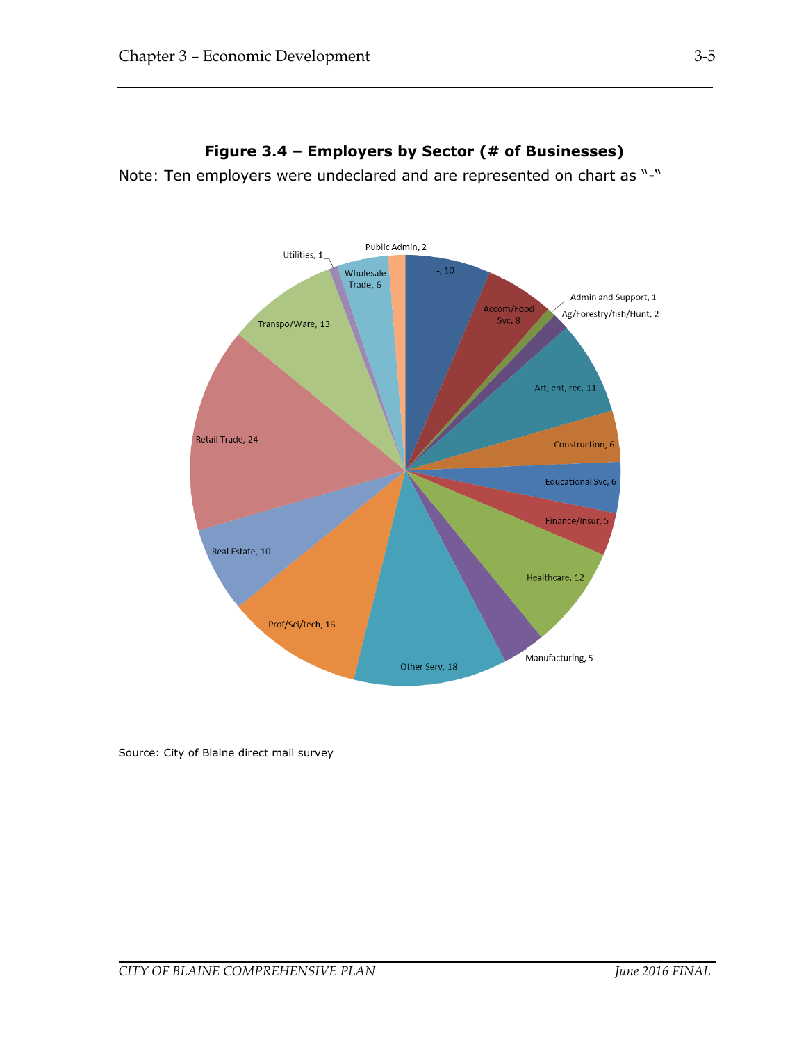**Figure 3.4 – Employers by Sector (# of Businesses)**

Note: Ten employers were undeclared and are represented on chart as "-"

| Sector | # of Businesses |
|---|---|
| - | 10 |
| Accom/Food Svc | 8 |
| Admin and Support | 1 |
| Ag/Forestry/fish/Hunt | 2 |
| Art, ent, rec | 11 |
| Construction | 6 |
| Educational Svc | 6 |
| Finance/Insur | 5 |
| Healthcare | 12 |
| Manufacturing | 5 |
| Other Serv | 18 |
| Prof/Sci/tech | 16 |
| Real Estate | 10 |
| Retail Trade | 24 |
| Transpo/Ware | 13 |
| Utilities | 1 |
| Wholesale Trade | 6 |
| Public Admin | 2 |

Source: City of Blaine direct mail survey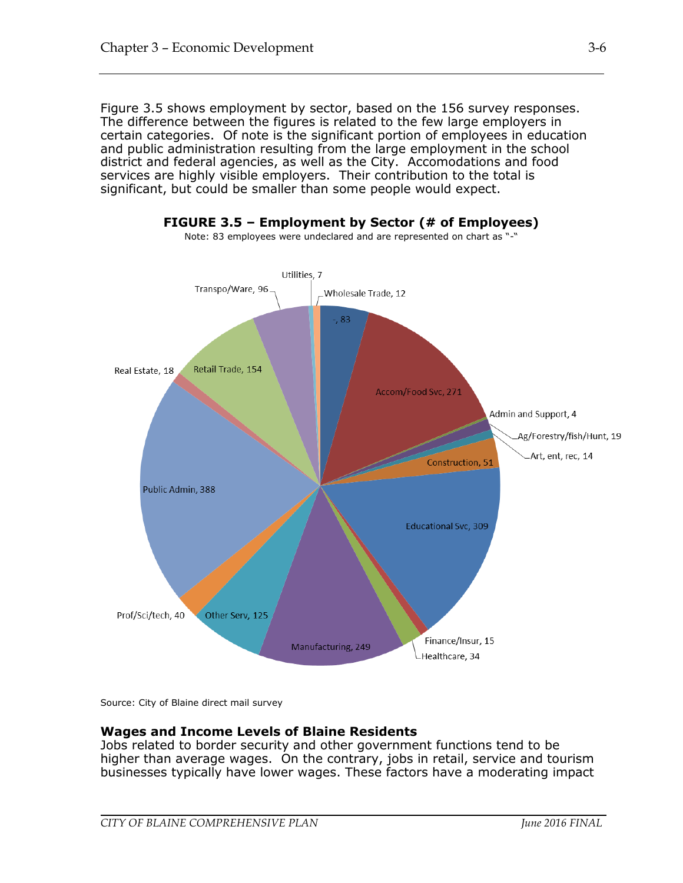Figure 3.5 shows employment by sector, based on the 156 survey responses. The difference between the figures is related to the few large employers in certain categories. Of note is the significant portion of employees in education and public administration resulting from the large employment in the school district and federal agencies, as well as the City. Accomodations and food services are highly visible employers. Their contribution to the total is significant, but could be smaller than some people would expect.

**FIGURE 3.5 – Employment by Sector (# of Employees)**

Note: 83 employees were undeclared and are represented on chart as "-"

| Sector | # of Employees |
|---|---|
| - | 83 |
| Accom/Food Svc | 271 |
| Admin and Support | 4 |
| Ag/Forestry/fish/Hunt | 19 |
| Art, ent, rec | 14 |
| Construction | 51 |
| Educational Svc | 309 |
| Finance/Insur | 15 |
| Healthcare | 34 |
| Manufacturing | 249 |
| Other Serv | 125 |
| Prof/Sci/tech | 40 |
| Public Admin | 388 |
| Real Estate | 18 |
| Retail Trade | 154 |
| Transpo/Ware | 96 |
| Utilities | 7 |
| Wholesale Trade | 12 |

Source: City of Blaine direct mail survey

### Wages and Income Levels of Blaine Residents

Jobs related to border security and other government functions tend to be higher than average wages. On the contrary, jobs in retail, service and tourism businesses typically have lower wages. These factors have a moderating impact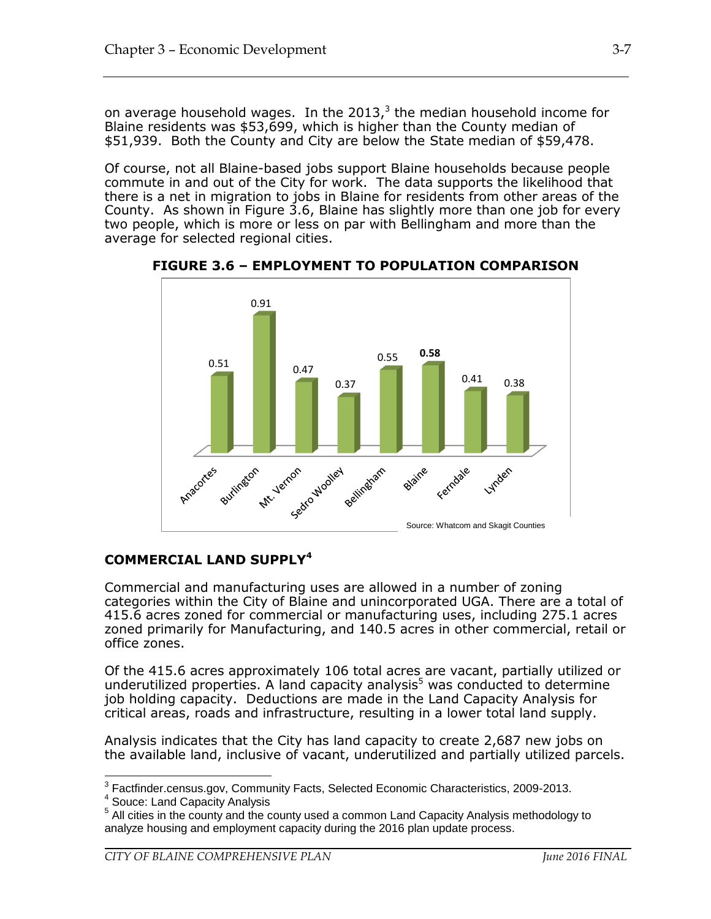on average household wages. In the 2013,[3] the median household income for Blaine residents was $53,699, which is higher than the County median of $51,939. Both the County and City are below the State median of $59,478.

Of course, not all Blaine-based jobs support Blaine households because people commute in and out of the City for work. The data supports the likelihood that there is a net in migration to jobs in Blaine for residents from other areas of the County. As shown in Figure 3.6, Blaine has slightly more than one job for every two people, which is more or less on par with Bellingham and more than the average for selected regional cities.

**FIGURE 3.6 – EMPLOYMENT TO POPULATION COMPARISON**

| City | Employment to Population |
| --- | --- |
| Anacortes | 0.51 |
| Burlington | 0.91 |
| Mt. Vernon | 0.47 |
| Sedro Woolley | 0.37 |
| Bellingham | 0.55 |
| Blaine | **0.58** |
| Ferndale | 0.41 |
| Lynden | 0.38 |

Source: Whatcom and Skagit Counties

## COMMERCIAL LAND SUPPLY[4]

Commercial and manufacturing uses are allowed in a number of zoning categories within the City of Blaine and unincorporated UGA. There are a total of 415.6 acres zoned for commercial or manufacturing uses, including 275.1 acres zoned primarily for Manufacturing, and 140.5 acres in other commercial, retail or office zones.

Of the 415.6 acres approximately 106 total acres are vacant, partially utilized or underutilized properties. A land capacity analysis[5] was conducted to determine job holding capacity. Deductions are made in the Land Capacity Analysis for critical areas, roads and infrastructure, resulting in a lower total land supply.

Analysis indicates that the City has land capacity to create 2,687 new jobs on the available land, inclusive of vacant, underutilized and partially utilized parcels.

---

[3] Factfinder.census.gov, Community Facts, Selected Economic Characteristics, 2009-2013.

[4] Souce: Land Capacity Analysis

[5] All cities in the county and the county used a common Land Capacity Analysis methodology to analyze housing and employment capacity during the 2016 plan update process.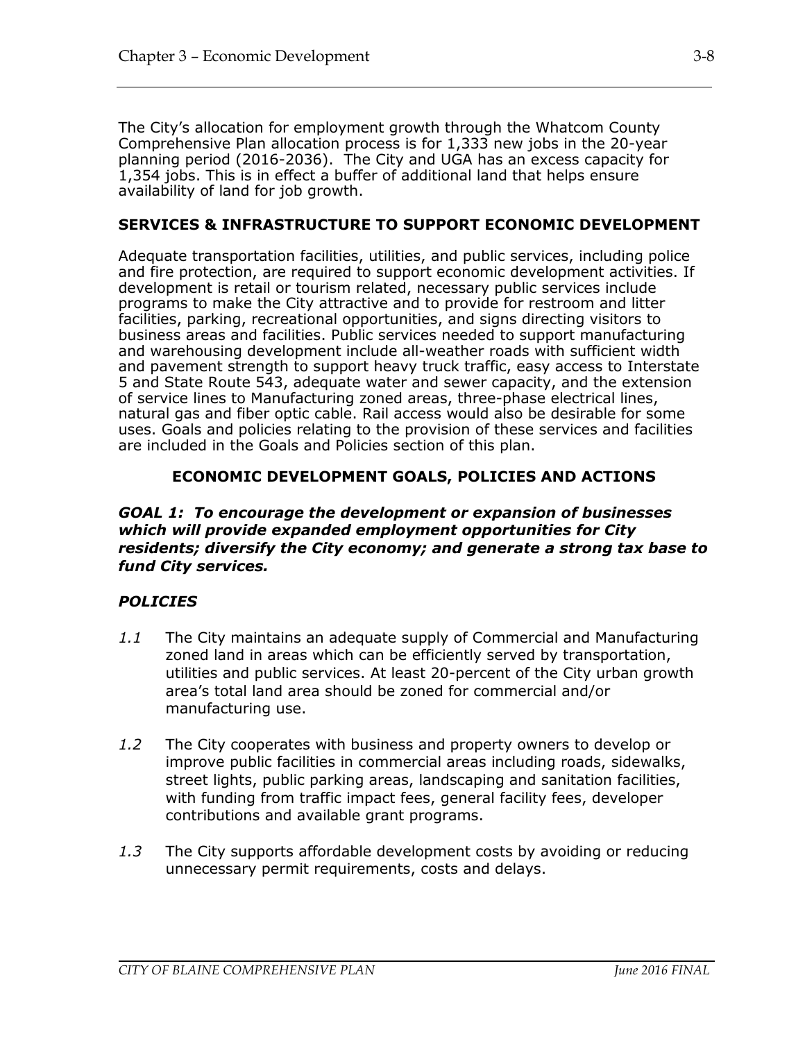The City's allocation for employment growth through the Whatcom County Comprehensive Plan allocation process is for 1,333 new jobs in the 20-year planning period (2016-2036). The City and UGA has an excess capacity for 1,354 jobs. This is in effect a buffer of additional land that helps ensure availability of land for job growth.

## SERVICES & INFRASTRUCTURE TO SUPPORT ECONOMIC DEVELOPMENT

Adequate transportation facilities, utilities, and public services, including police and fire protection, are required to support economic development activities. If development is retail or tourism related, necessary public services include programs to make the City attractive and to provide for restroom and litter facilities, parking, recreational opportunities, and signs directing visitors to business areas and facilities. Public services needed to support manufacturing and warehousing development include all-weather roads with sufficient width and pavement strength to support heavy truck traffic, easy access to Interstate 5 and State Route 543, adequate water and sewer capacity, and the extension of service lines to Manufacturing zoned areas, three-phase electrical lines, natural gas and fiber optic cable. Rail access would also be desirable for some uses. Goals and policies relating to the provision of these services and facilities are included in the Goals and Policies section of this plan.

## ECONOMIC DEVELOPMENT GOALS, POLICIES AND ACTIONS

***GOAL 1: To encourage the development or expansion of businesses which will provide expanded employment opportunities for City residents; diversify the City economy; and generate a strong tax base to fund City services.***

***POLICIES***

*1.1* The City maintains an adequate supply of Commercial and Manufacturing zoned land in areas which can be efficiently served by transportation, utilities and public services. At least 20-percent of the City urban growth area's total land area should be zoned for commercial and/or manufacturing use.

*1.2* The City cooperates with business and property owners to develop or improve public facilities in commercial areas including roads, sidewalks, street lights, public parking areas, landscaping and sanitation facilities, with funding from traffic impact fees, general facility fees, developer contributions and available grant programs.

*1.3* The City supports affordable development costs by avoiding or reducing unnecessary permit requirements, costs and delays.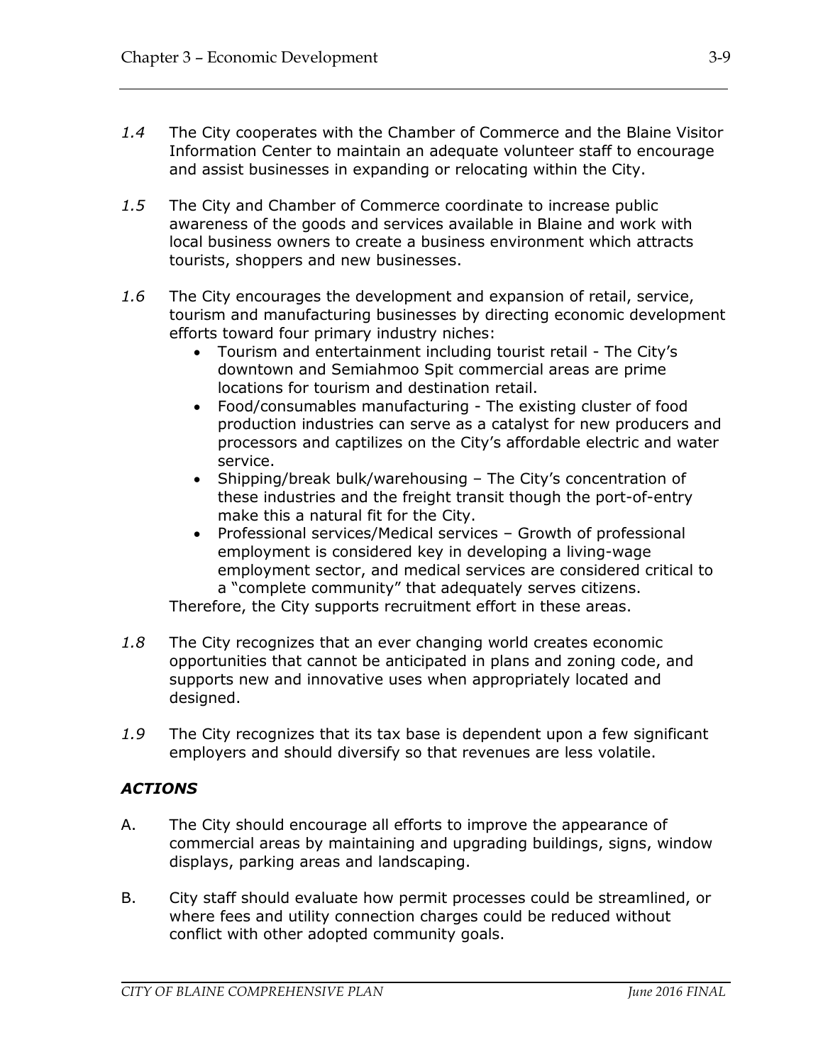*1.4* The City cooperates with the Chamber of Commerce and the Blaine Visitor Information Center to maintain an adequate volunteer staff to encourage and assist businesses in expanding or relocating within the City.

*1.5* The City and Chamber of Commerce coordinate to increase public awareness of the goods and services available in Blaine and work with local business owners to create a business environment which attracts tourists, shoppers and new businesses.

*1.6* The City encourages the development and expansion of retail, service, tourism and manufacturing businesses by directing economic development efforts toward four primary industry niches:

- Tourism and entertainment including tourist retail - The City's downtown and Semiahmoo Spit commercial areas are prime locations for tourism and destination retail.
- Food/consumables manufacturing - The existing cluster of food production industries can serve as a catalyst for new producers and processors and captilizes on the City's affordable electric and water service.
- Shipping/break bulk/warehousing – The City's concentration of these industries and the freight transit though the port-of-entry make this a natural fit for the City.
- Professional services/Medical services – Growth of professional employment is considered key in developing a living-wage employment sector, and medical services are considered critical to a "complete community" that adequately serves citizens.

Therefore, the City supports recruitment effort in these areas.

*1.8* The City recognizes that an ever changing world creates economic opportunities that cannot be anticipated in plans and zoning code, and supports new and innovative uses when appropriately located and designed.

*1.9* The City recognizes that its tax base is dependent upon a few significant employers and should diversify so that revenues are less volatile.

### *ACTIONS*

A. The City should encourage all efforts to improve the appearance of commercial areas by maintaining and upgrading buildings, signs, window displays, parking areas and landscaping.

B. City staff should evaluate how permit processes could be streamlined, or where fees and utility connection charges could be reduced without conflict with other adopted community goals.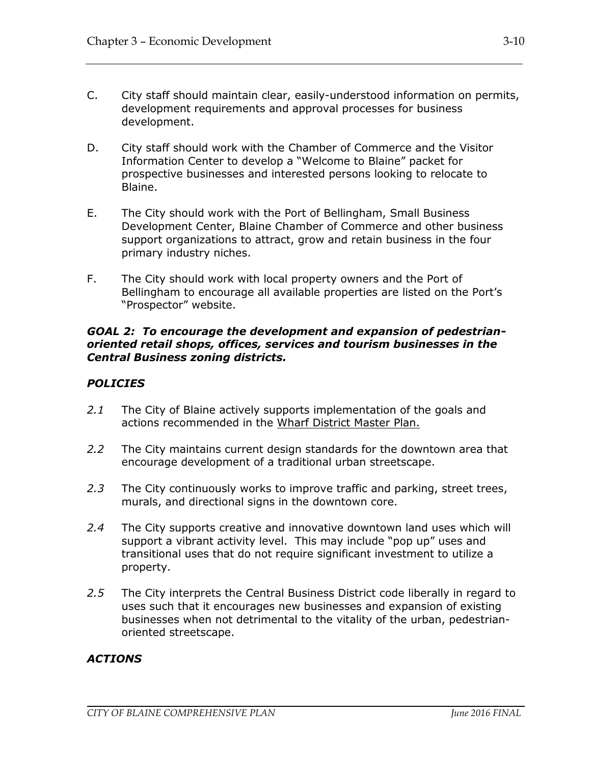C. City staff should maintain clear, easily-understood information on permits, development requirements and approval processes for business development.

D. City staff should work with the Chamber of Commerce and the Visitor Information Center to develop a "Welcome to Blaine" packet for prospective businesses and interested persons looking to relocate to Blaine.

E. The City should work with the Port of Bellingham, Small Business Development Center, Blaine Chamber of Commerce and other business support organizations to attract, grow and retain business in the four primary industry niches.

F. The City should work with local property owners and the Port of Bellingham to encourage all available properties are listed on the Port's "Prospector" website.

***GOAL 2: To encourage the development and expansion of pedestrian-oriented retail shops, offices, services and tourism businesses in the Central Business zoning districts.***

***POLICIES***

*2.1* The City of Blaine actively supports implementation of the goals and actions recommended in the Wharf District Master Plan.

*2.2* The City maintains current design standards for the downtown area that encourage development of a traditional urban streetscape.

*2.3* The City continuously works to improve traffic and parking, street trees, murals, and directional signs in the downtown core.

*2.4* The City supports creative and innovative downtown land uses which will support a vibrant activity level. This may include "pop up" uses and transitional uses that do not require significant investment to utilize a property.

*2.5* The City interprets the Central Business District code liberally in regard to uses such that it encourages new businesses and expansion of existing businesses when not detrimental to the vitality of the urban, pedestrian-oriented streetscape.

***ACTIONS***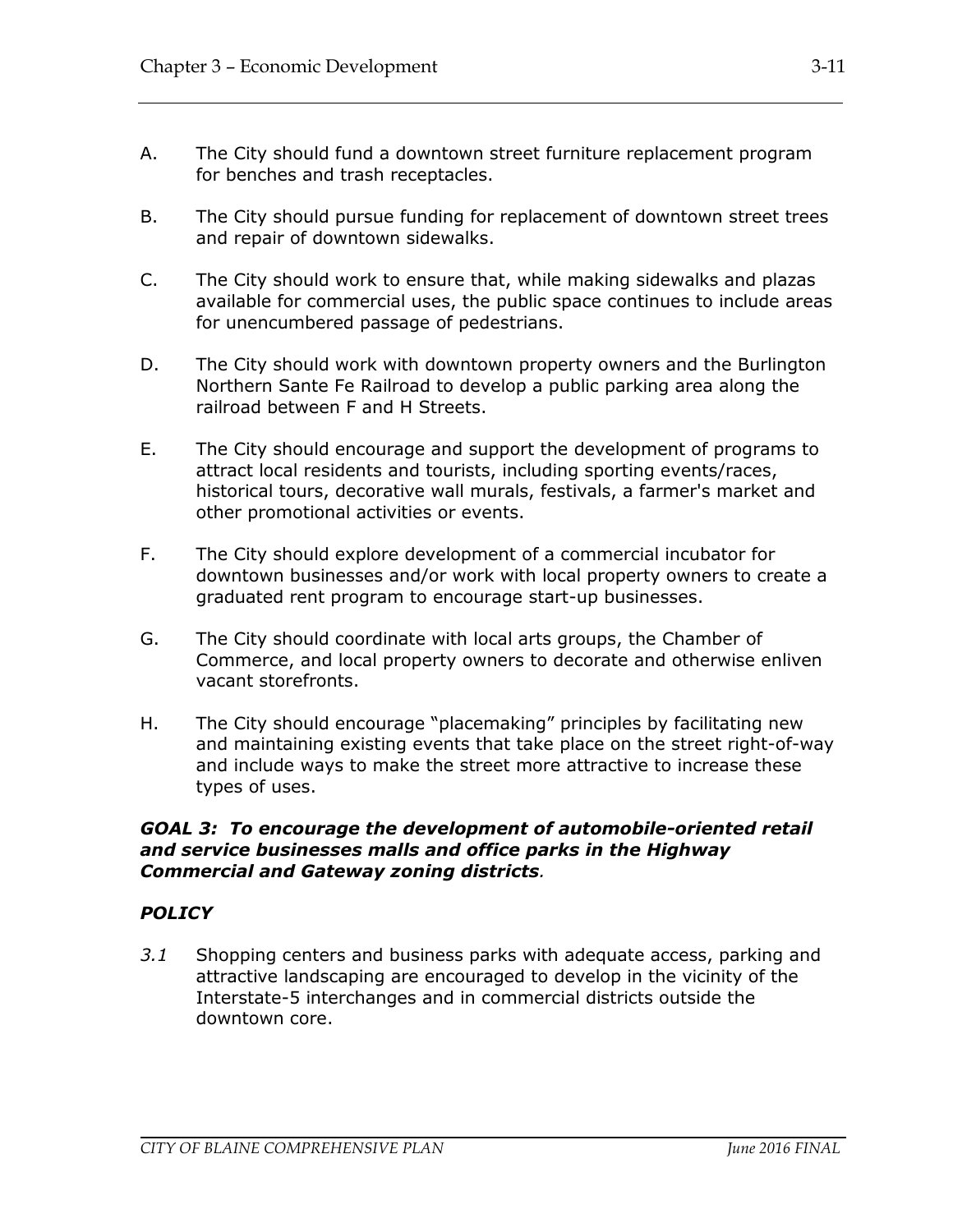A. The City should fund a downtown street furniture replacement program for benches and trash receptacles.

B. The City should pursue funding for replacement of downtown street trees and repair of downtown sidewalks.

C. The City should work to ensure that, while making sidewalks and plazas available for commercial uses, the public space continues to include areas for unencumbered passage of pedestrians.

D. The City should work with downtown property owners and the Burlington Northern Sante Fe Railroad to develop a public parking area along the railroad between F and H Streets.

E. The City should encourage and support the development of programs to attract local residents and tourists, including sporting events/races, historical tours, decorative wall murals, festivals, a farmer's market and other promotional activities or events.

F. The City should explore development of a commercial incubator for downtown businesses and/or work with local property owners to create a graduated rent program to encourage start-up businesses.

G. The City should coordinate with local arts groups, the Chamber of Commerce, and local property owners to decorate and otherwise enliven vacant storefronts.

H. The City should encourage "placemaking" principles by facilitating new and maintaining existing events that take place on the street right-of-way and include ways to make the street more attractive to increase these types of uses.

***GOAL 3: To encourage the development of automobile-oriented retail and service businesses malls and office parks in the Highway Commercial and Gateway zoning districts.***

***POLICY***

*3.1* Shopping centers and business parks with adequate access, parking and attractive landscaping are encouraged to develop in the vicinity of the Interstate-5 interchanges and in commercial districts outside the downtown core.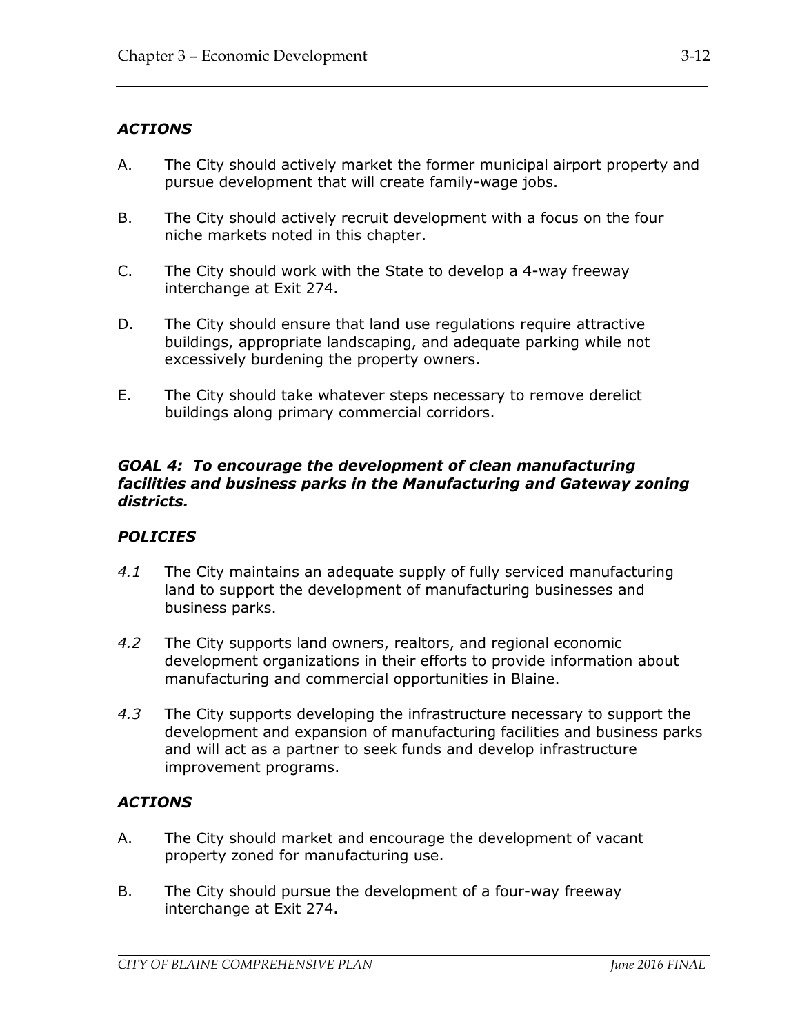### *ACTIONS*

A. The City should actively market the former municipal airport property and pursue development that will create family-wage jobs.

B. The City should actively recruit development with a focus on the four niche markets noted in this chapter.

C. The City should work with the State to develop a 4-way freeway interchange at Exit 274.

D. The City should ensure that land use regulations require attractive buildings, appropriate landscaping, and adequate parking while not excessively burdening the property owners.

E. The City should take whatever steps necessary to remove derelict buildings along primary commercial corridors.

### *GOAL 4: To encourage the development of clean manufacturing facilities and business parks in the Manufacturing and Gateway zoning districts.*

### *POLICIES*

*4.1* The City maintains an adequate supply of fully serviced manufacturing land to support the development of manufacturing businesses and business parks.

*4.2* The City supports land owners, realtors, and regional economic development organizations in their efforts to provide information about manufacturing and commercial opportunities in Blaine.

*4.3* The City supports developing the infrastructure necessary to support the development and expansion of manufacturing facilities and business parks and will act as a partner to seek funds and develop infrastructure improvement programs.

### *ACTIONS*

A. The City should market and encourage the development of vacant property zoned for manufacturing use.

B. The City should pursue the development of a four-way freeway interchange at Exit 274.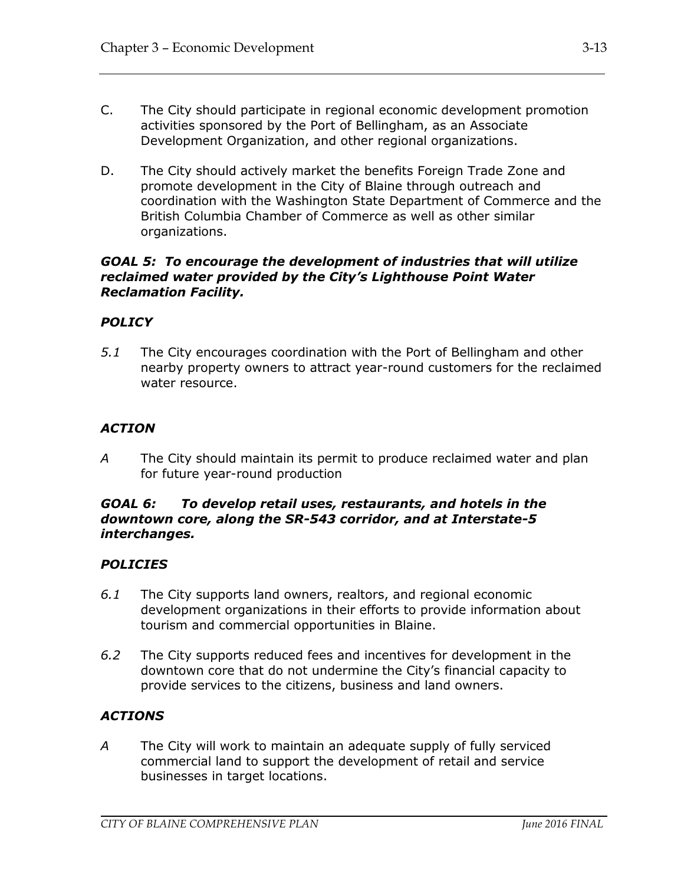C. The City should participate in regional economic development promotion activities sponsored by the Port of Bellingham, as an Associate Development Organization, and other regional organizations.

D. The City should actively market the benefits Foreign Trade Zone and promote development in the City of Blaine through outreach and coordination with the Washington State Department of Commerce and the British Columbia Chamber of Commerce as well as other similar organizations.

***GOAL 5: To encourage the development of industries that will utilize reclaimed water provided by the City's Lighthouse Point Water Reclamation Facility.***

***POLICY***

*5.1* The City encourages coordination with the Port of Bellingham and other nearby property owners to attract year-round customers for the reclaimed water resource.

***ACTION***

*A* The City should maintain its permit to produce reclaimed water and plan for future year-round production

***GOAL 6: To develop retail uses, restaurants, and hotels in the downtown core, along the SR-543 corridor, and at Interstate-5 interchanges.***

***POLICIES***

*6.1* The City supports land owners, realtors, and regional economic development organizations in their efforts to provide information about tourism and commercial opportunities in Blaine.

*6.2* The City supports reduced fees and incentives for development in the downtown core that do not undermine the City's financial capacity to provide services to the citizens, business and land owners.

***ACTIONS***

*A* The City will work to maintain an adequate supply of fully serviced commercial land to support the development of retail and service businesses in target locations.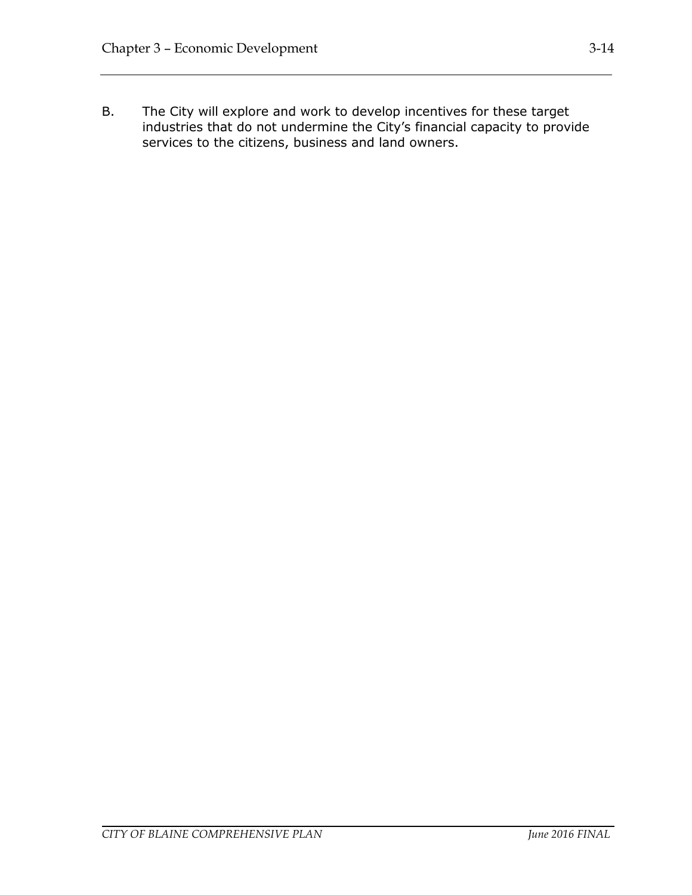B. The City will explore and work to develop incentives for these target industries that do not undermine the City's financial capacity to provide services to the citizens, business and land owners.